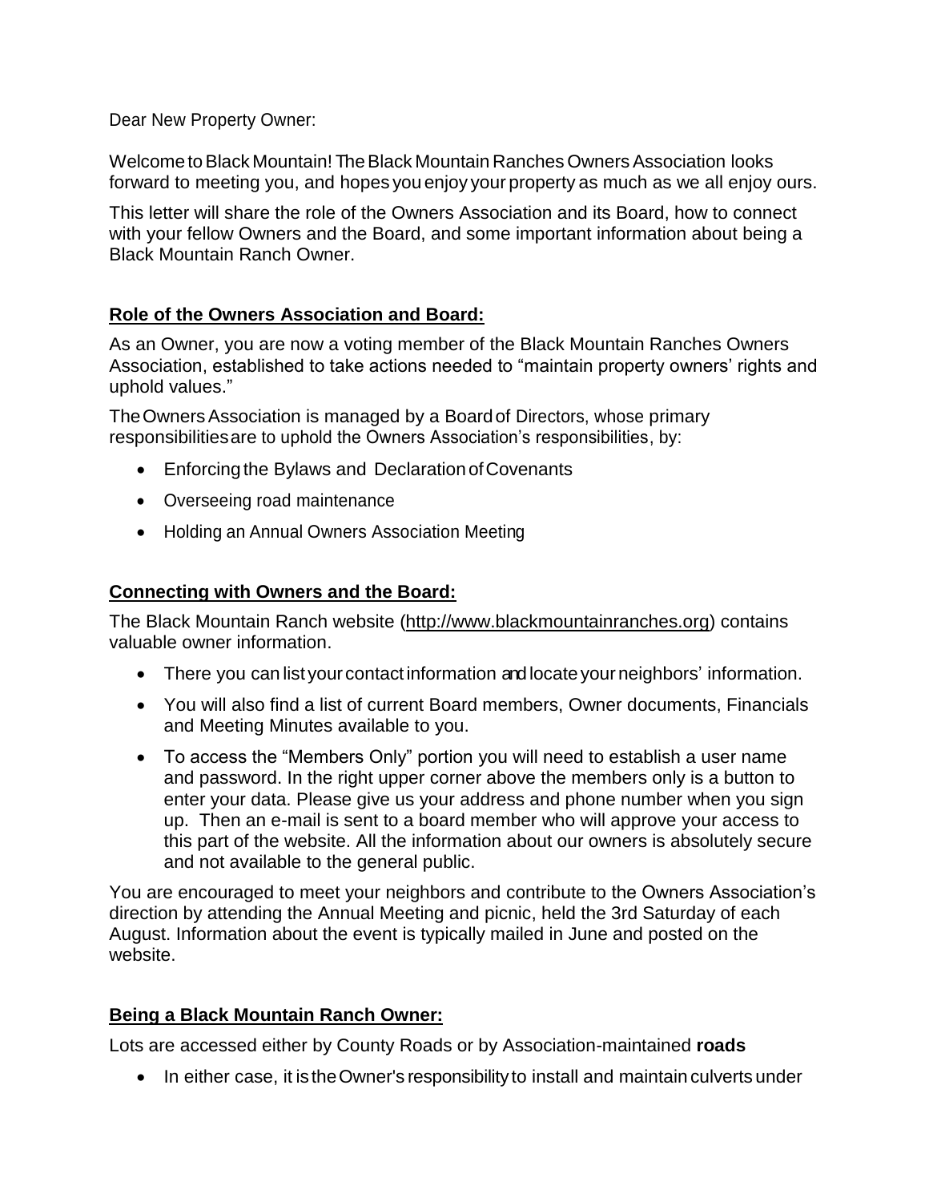Dear New Property Owner:

Welcome to Black Mountain! The Black Mountain Ranches Owners Association looks forward to meeting you, and hopes you enjoy your property as much as we all enjoy ours.

This letter will share the role of the Owners Association and its Board, how to connect with your fellow Owners and the Board, and some important information about being a Black Mountain Ranch Owner.

## Role of the Owners Association and Board:

As an Owner, you are now a voting member of the Black Mountain Ranches Owners Association, established to take actions needed to "maintain property owners' rights and uphold values."

The Owners Association is managed by a Board of Directors, whose primary responsibilities are to uphold the Owners Association's responsibilities, by:

- Enforcing the Bylaws and Declaration of Covenants
- Overseeing road maintenance
- Holding an Annual Owners Association Meeting

## Connecting with Owners and the Board:

The Black Mountain Ranch website (http://www.blackmountainranches.org) contains valuable owner information.

- There you can list your contact information and locate your neighbors' information.
- You will also find a list of current Board members, Owner documents, Financials and Meeting Minutes available to you.
- To access the "Members Only" portion you will need to establish a user name and password. In the right upper corner above the members only is a button to enter your data. Please give us your address and phone number when you sign up. Then an e-mail is sent to a board member who will approve your access to this part of the website. All the information about our owners is absolutely secure and not available to the general public.

You are encouraged to meet your neighbors and contribute to the Owners Association's direction by attending the Annual Meeting and picnic, held the 3rd Saturday of each August. Information about the event is typically mailed in June and posted on the website.

## Being a Black Mountain Ranch Owner:

Lots are accessed either by County Roads or by Association-maintained **roads**

- In either case, it is the Owner's responsibility to install and maintain culverts under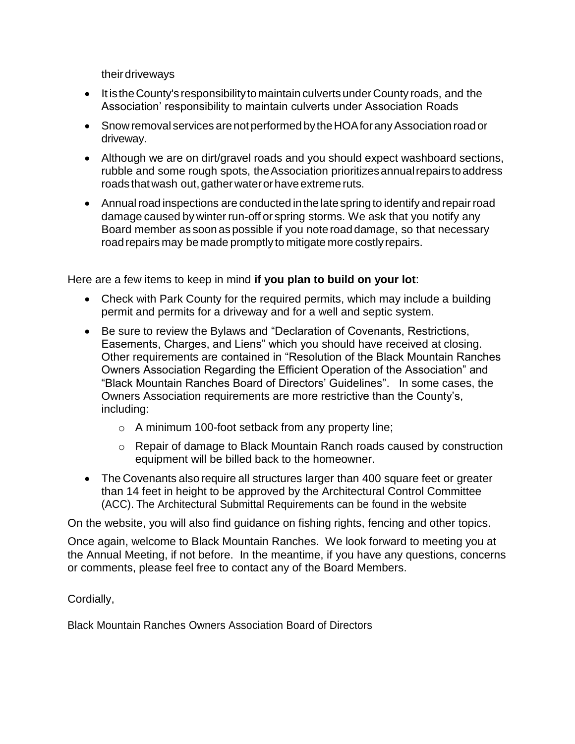their driveways

- It is the County's responsibility to maintain culverts under County roads, and the Association' responsibility to maintain culverts under Association Roads
- Snow removal services are not performed by the HOA for any Association road or driveway.
- Although we are on dirt/gravel roads and you should expect washboard sections, rubble and some rough spots, the Association prioritizes annual repairs to address roads that wash out, gather water or have extreme ruts.
- Annual road inspections are conducted in the late spring to identify and repair road damage caused by winter run-off or spring storms. We ask that you notify any Board member as soon as possible if you note road damage, so that necessary road repairs may be made promptly to mitigate more costly repairs.

Here are a few items to keep in mind **if you plan to build on your lot**:

- Check with Park County for the required permits, which may include a building permit and permits for a driveway and for a well and septic system.
- Be sure to review the Bylaws and "Declaration of Covenants, Restrictions, Easements, Charges, and Liens" which you should have received at closing. Other requirements are contained in "Resolution of the Black Mountain Ranches Owners Association Regarding the Efficient Operation of the Association" and "Black Mountain Ranches Board of Directors' Guidelines". In some cases, the Owners Association requirements are more restrictive than the County's, including:
  - A minimum 100-foot setback from any property line;
  - Repair of damage to Black Mountain Ranch roads caused by construction equipment will be billed back to the homeowner.
- The Covenants also require all structures larger than 400 square feet or greater than 14 feet in height to be approved by the Architectural Control Committee (ACC). The Architectural Submittal Requirements can be found in the website

On the website, you will also find guidance on fishing rights, fencing and other topics.

Once again, welcome to Black Mountain Ranches. We look forward to meeting you at the Annual Meeting, if not before. In the meantime, if you have any questions, concerns or comments, please feel free to contact any of the Board Members.

Cordially,

Black Mountain Ranches Owners Association Board of Directors